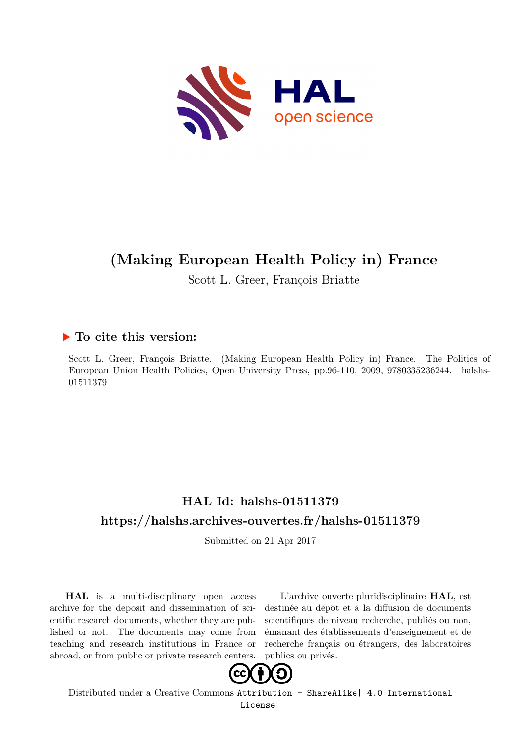HAL open science

# (Making European Health Policy in) France

Scott L. Greer, François Briatte

## ▶ To cite this version:

Scott L. Greer, François Briatte. (Making European Health Policy in) France. The Politics of European Union Health Policies, Open University Press, pp.96-110, 2009, 9780335236244. halshs-01511379

## HAL Id: halshs-01511379

## https://halshs.archives-ouvertes.fr/halshs-01511379

Submitted on 21 Apr 2017

**HAL** is a multi-disciplinary open access archive for the deposit and dissemination of scientific research documents, whether they are published or not. The documents may come from teaching and research institutions in France or abroad, or from public or private research centers.

L'archive ouverte pluridisciplinaire **HAL**, est destinée au dépôt et à la diffusion de documents scientifiques de niveau recherche, publiés ou non, émanant des établissements d'enseignement et de recherche français ou étrangers, des laboratoires publics ou privés.

Distributed under a Creative Commons Attribution - ShareAlike| 4.0 International License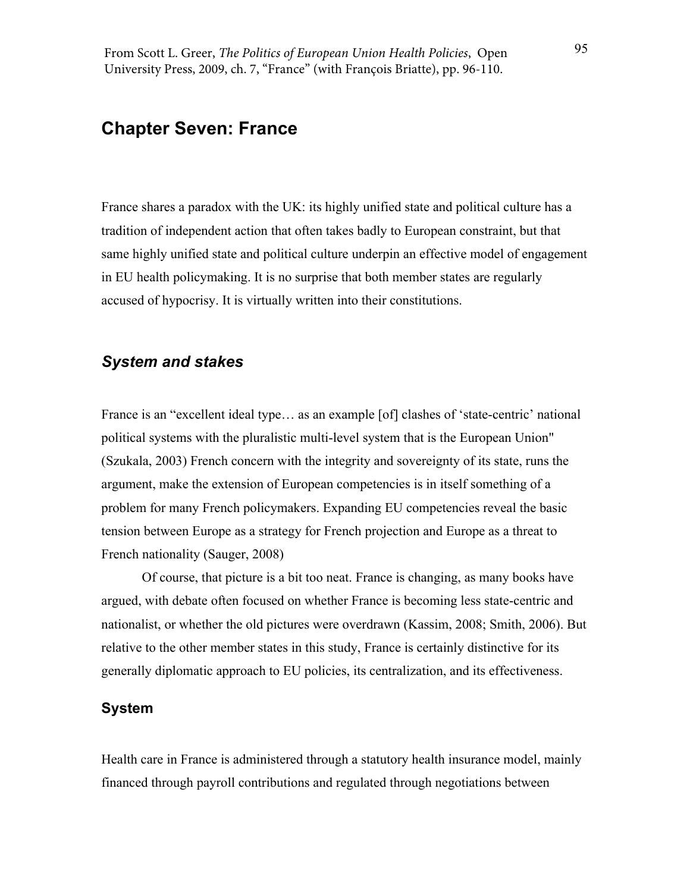From Scott L. Greer, *The Politics of European Union Health Policies*, Open University Press, 2009, ch. 7, "France" (with François Briatte), pp. 96-110.

# Chapter Seven: France

France shares a paradox with the UK: its highly unified state and political culture has a tradition of independent action that often takes badly to European constraint, but that same highly unified state and political culture underpin an effective model of engagement in EU health policymaking. It is no surprise that both member states are regularly accused of hypocrisy. It is virtually written into their constitutions.

## *System and stakes*

France is an "excellent ideal type… as an example [of] clashes of 'state-centric' national political systems with the pluralistic multi-level system that is the European Union" (Szukala, 2003) French concern with the integrity and sovereignty of its state, runs the argument, make the extension of European competencies is in itself something of a problem for many French policymakers. Expanding EU competencies reveal the basic tension between Europe as a strategy for French projection and Europe as a threat to French nationality (Sauger, 2008)

Of course, that picture is a bit too neat. France is changing, as many books have argued, with debate often focused on whether France is becoming less state-centric and nationalist, or whether the old pictures were overdrawn (Kassim, 2008; Smith, 2006). But relative to the other member states in this study, France is certainly distinctive for its generally diplomatic approach to EU policies, its centralization, and its effectiveness.

### System

Health care in France is administered through a statutory health insurance model, mainly financed through payroll contributions and regulated through negotiations between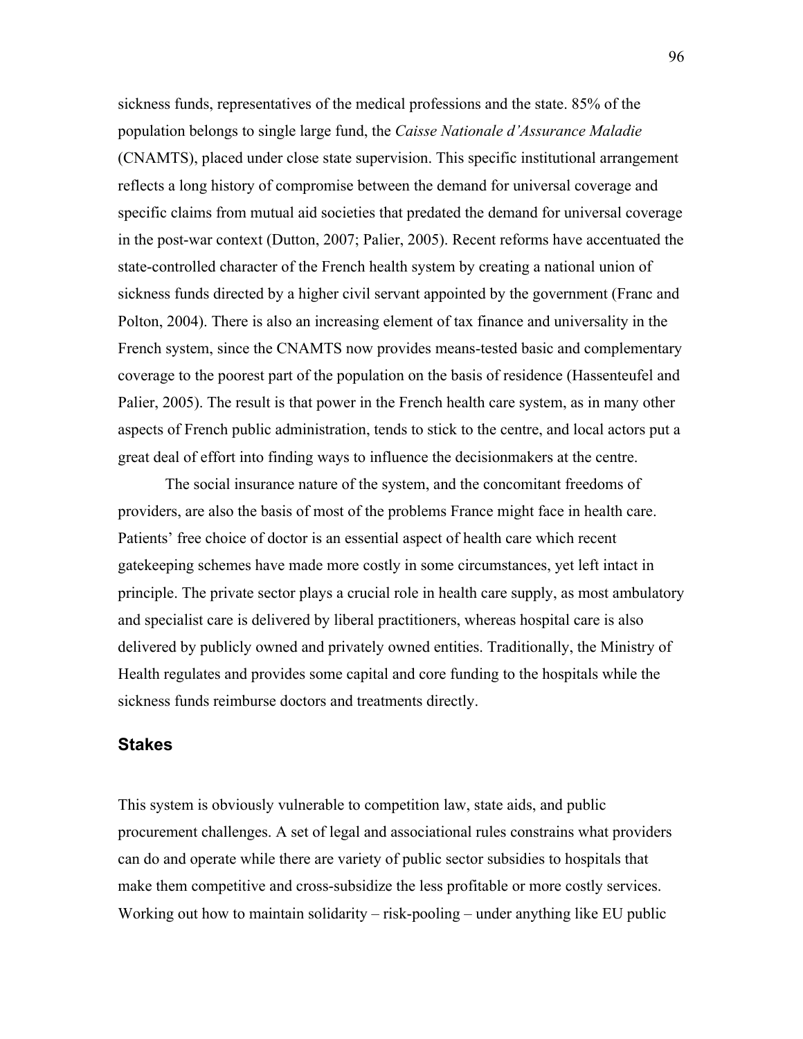sickness funds, representatives of the medical professions and the state. 85% of the population belongs to single large fund, the *Caisse Nationale d'Assurance Maladie* (CNAMTS), placed under close state supervision. This specific institutional arrangement reflects a long history of compromise between the demand for universal coverage and specific claims from mutual aid societies that predated the demand for universal coverage in the post-war context (Dutton, 2007; Palier, 2005). Recent reforms have accentuated the state-controlled character of the French health system by creating a national union of sickness funds directed by a higher civil servant appointed by the government (Franc and Polton, 2004). There is also an increasing element of tax finance and universality in the French system, since the CNAMTS now provides means-tested basic and complementary coverage to the poorest part of the population on the basis of residence (Hassenteufel and Palier, 2005). The result is that power in the French health care system, as in many other aspects of French public administration, tends to stick to the centre, and local actors put a great deal of effort into finding ways to influence the decisionmakers at the centre.

The social insurance nature of the system, and the concomitant freedoms of providers, are also the basis of most of the problems France might face in health care. Patients' free choice of doctor is an essential aspect of health care which recent gatekeeping schemes have made more costly in some circumstances, yet left intact in principle. The private sector plays a crucial role in health care supply, as most ambulatory and specialist care is delivered by liberal practitioners, whereas hospital care is also delivered by publicly owned and privately owned entities. Traditionally, the Ministry of Health regulates and provides some capital and core funding to the hospitals while the sickness funds reimburse doctors and treatments directly.

## Stakes

This system is obviously vulnerable to competition law, state aids, and public procurement challenges. A set of legal and associational rules constrains what providers can do and operate while there are variety of public sector subsidies to hospitals that make them competitive and cross-subsidize the less profitable or more costly services. Working out how to maintain solidarity – risk-pooling – under anything like EU public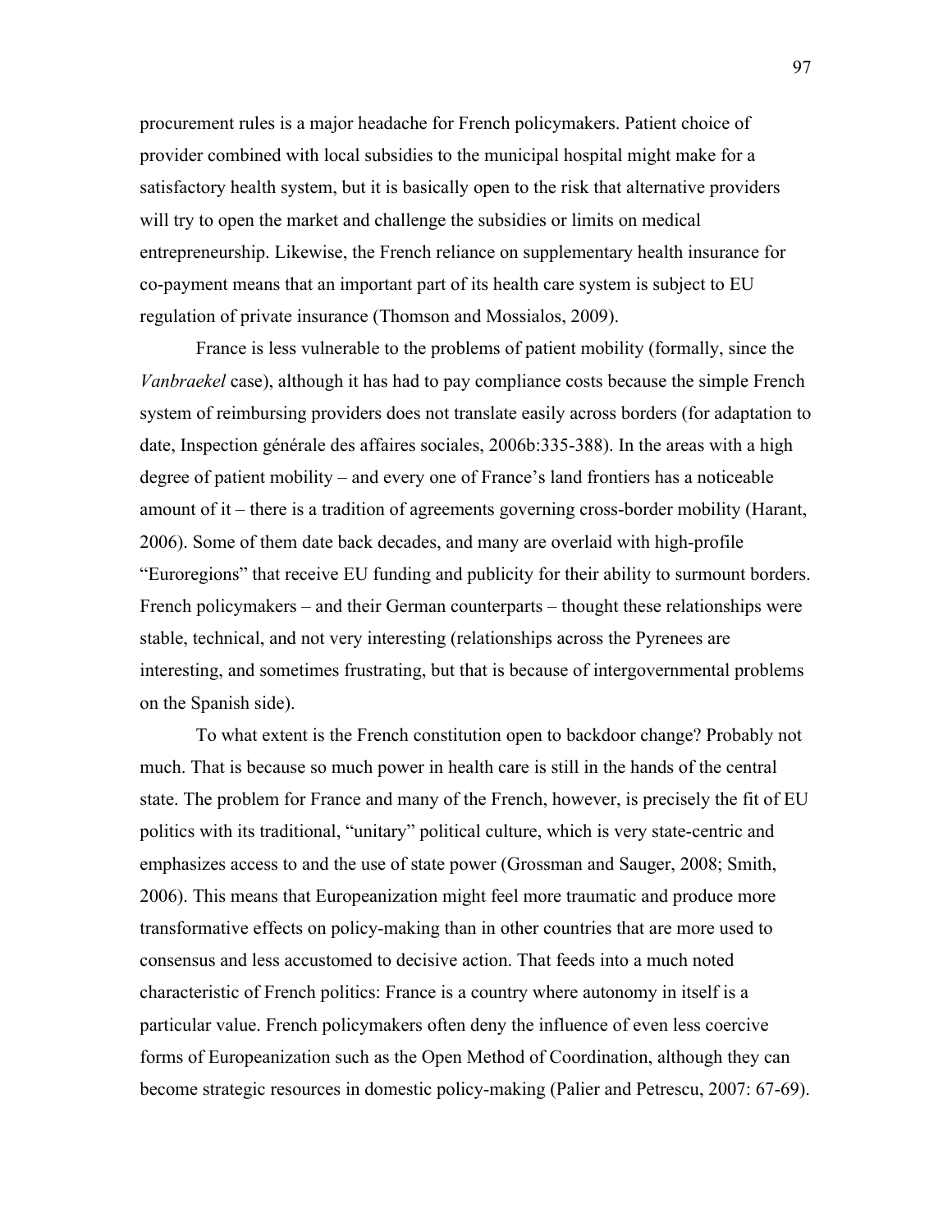procurement rules is a major headache for French policymakers. Patient choice of provider combined with local subsidies to the municipal hospital might make for a satisfactory health system, but it is basically open to the risk that alternative providers will try to open the market and challenge the subsidies or limits on medical entrepreneurship. Likewise, the French reliance on supplementary health insurance for co-payment means that an important part of its health care system is subject to EU regulation of private insurance (Thomson and Mossialos, 2009).

France is less vulnerable to the problems of patient mobility (formally, since the *Vanbraekel* case), although it has had to pay compliance costs because the simple French system of reimbursing providers does not translate easily across borders (for adaptation to date, Inspection générale des affaires sociales, 2006b:335-388). In the areas with a high degree of patient mobility – and every one of France's land frontiers has a noticeable amount of it – there is a tradition of agreements governing cross-border mobility (Harant, 2006). Some of them date back decades, and many are overlaid with high-profile "Euroregions" that receive EU funding and publicity for their ability to surmount borders. French policymakers – and their German counterparts – thought these relationships were stable, technical, and not very interesting (relationships across the Pyrenees are interesting, and sometimes frustrating, but that is because of intergovernmental problems on the Spanish side).

To what extent is the French constitution open to backdoor change? Probably not much. That is because so much power in health care is still in the hands of the central state. The problem for France and many of the French, however, is precisely the fit of EU politics with its traditional, "unitary" political culture, which is very state-centric and emphasizes access to and the use of state power (Grossman and Sauger, 2008; Smith, 2006). This means that Europeanization might feel more traumatic and produce more transformative effects on policy-making than in other countries that are more used to consensus and less accustomed to decisive action. That feeds into a much noted characteristic of French politics: France is a country where autonomy in itself is a particular value. French policymakers often deny the influence of even less coercive forms of Europeanization such as the Open Method of Coordination, although they can become strategic resources in domestic policy-making (Palier and Petrescu, 2007: 67-69).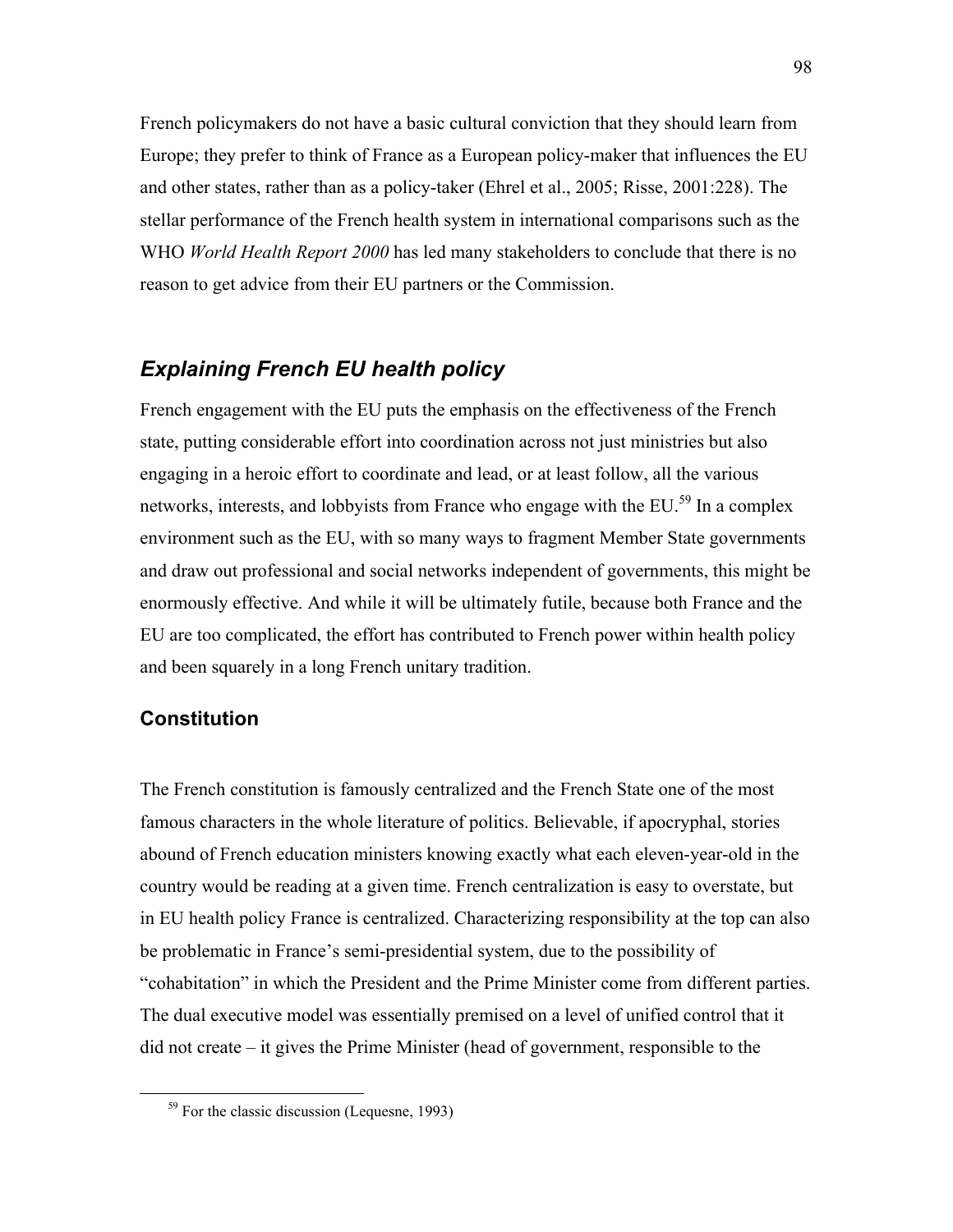French policymakers do not have a basic cultural conviction that they should learn from Europe; they prefer to think of France as a European policy-maker that influences the EU and other states, rather than as a policy-taker (Ehrel et al., 2005; Risse, 2001:228). The stellar performance of the French health system in international comparisons such as the WHO *World Health Report 2000* has led many stakeholders to conclude that there is no reason to get advice from their EU partners or the Commission.

## *Explaining French EU health policy*

French engagement with the EU puts the emphasis on the effectiveness of the French state, putting considerable effort into coordination across not just ministries but also engaging in a heroic effort to coordinate and lead, or at least follow, all the various networks, interests, and lobbyists from France who engage with the EU.[59] In a complex environment such as the EU, with so many ways to fragment Member State governments and draw out professional and social networks independent of governments, this might be enormously effective. And while it will be ultimately futile, because both France and the EU are too complicated, the effort has contributed to French power within health policy and been squarely in a long French unitary tradition.

### Constitution

The French constitution is famously centralized and the French State one of the most famous characters in the whole literature of politics. Believable, if apocryphal, stories abound of French education ministers knowing exactly what each eleven-year-old in the country would be reading at a given time. French centralization is easy to overstate, but in EU health policy France is centralized. Characterizing responsibility at the top can also be problematic in France's semi-presidential system, due to the possibility of "cohabitation" in which the President and the Prime Minister come from different parties. The dual executive model was essentially premised on a level of unified control that it did not create – it gives the Prime Minister (head of government, responsible to the

[59] For the classic discussion (Lequesne, 1993)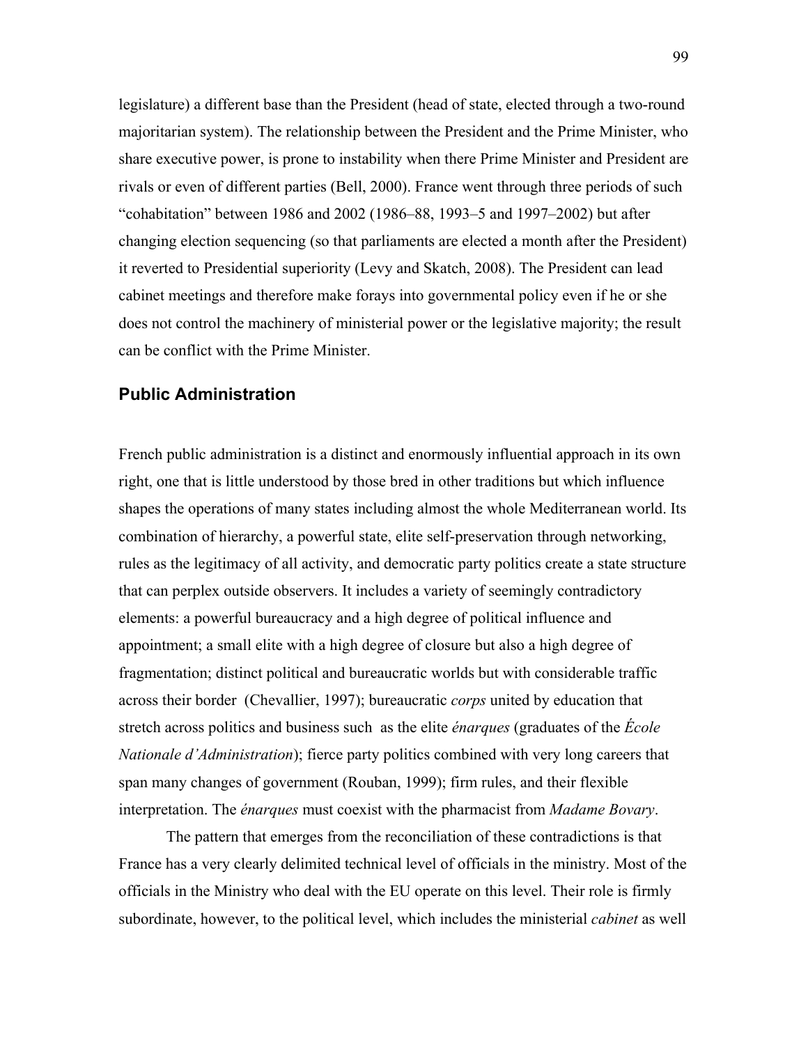legislature) a different base than the President (head of state, elected through a two-round majoritarian system). The relationship between the President and the Prime Minister, who share executive power, is prone to instability when there Prime Minister and President are rivals or even of different parties (Bell, 2000). France went through three periods of such "cohabitation" between 1986 and 2002 (1986–88, 1993–5 and 1997–2002) but after changing election sequencing (so that parliaments are elected a month after the President) it reverted to Presidential superiority (Levy and Skatch, 2008). The President can lead cabinet meetings and therefore make forays into governmental policy even if he or she does not control the machinery of ministerial power or the legislative majority; the result can be conflict with the Prime Minister.

## Public Administration

French public administration is a distinct and enormously influential approach in its own right, one that is little understood by those bred in other traditions but which influence shapes the operations of many states including almost the whole Mediterranean world. Its combination of hierarchy, a powerful state, elite self-preservation through networking, rules as the legitimacy of all activity, and democratic party politics create a state structure that can perplex outside observers. It includes a variety of seemingly contradictory elements: a powerful bureaucracy and a high degree of political influence and appointment; a small elite with a high degree of closure but also a high degree of fragmentation; distinct political and bureaucratic worlds but with considerable traffic across their border (Chevallier, 1997); bureaucratic *corps* united by education that stretch across politics and business such as the elite *énarques* (graduates of the *École Nationale d'Administration*); fierce party politics combined with very long careers that span many changes of government (Rouban, 1999); firm rules, and their flexible interpretation. The *énarques* must coexist with the pharmacist from *Madame Bovary*.

The pattern that emerges from the reconciliation of these contradictions is that France has a very clearly delimited technical level of officials in the ministry. Most of the officials in the Ministry who deal with the EU operate on this level. Their role is firmly subordinate, however, to the political level, which includes the ministerial *cabinet* as well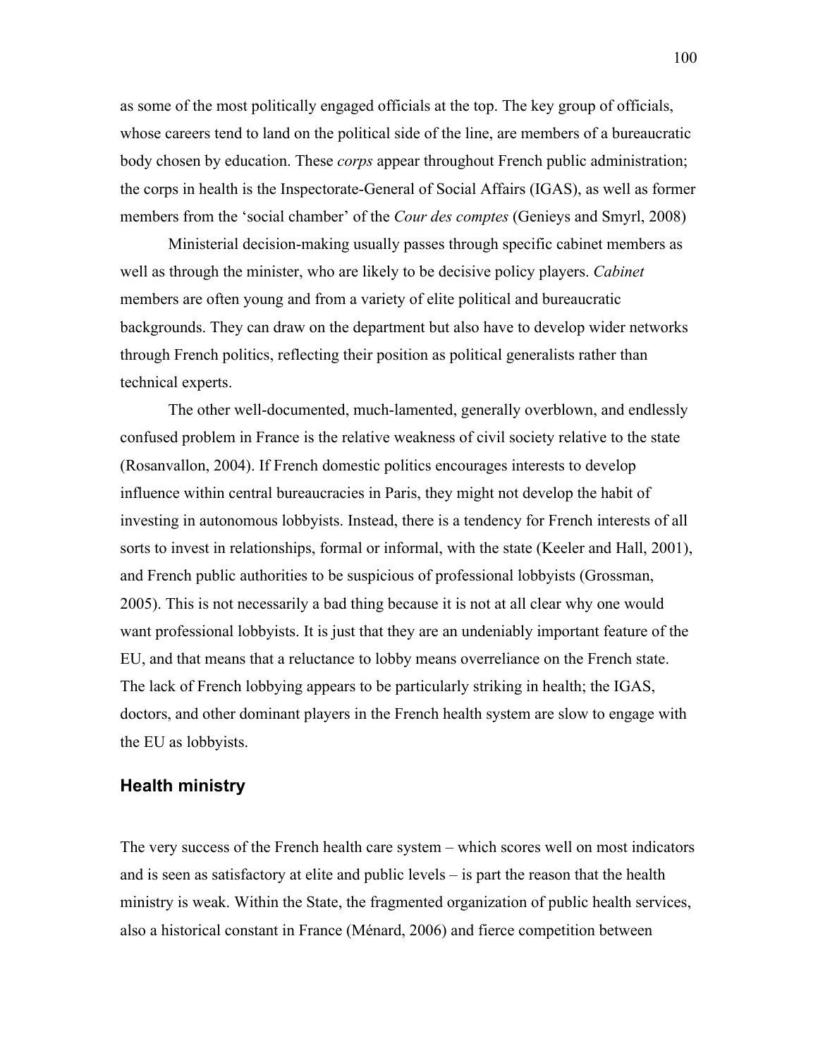as some of the most politically engaged officials at the top. The key group of officials, whose careers tend to land on the political side of the line, are members of a bureaucratic body chosen by education. These *corps* appear throughout French public administration; the corps in health is the Inspectorate-General of Social Affairs (IGAS), as well as former members from the 'social chamber' of the *Cour des comptes* (Genieys and Smyrl, 2008)

Ministerial decision-making usually passes through specific cabinet members as well as through the minister, who are likely to be decisive policy players. *Cabinet* members are often young and from a variety of elite political and bureaucratic backgrounds. They can draw on the department but also have to develop wider networks through French politics, reflecting their position as political generalists rather than technical experts.

The other well-documented, much-lamented, generally overblown, and endlessly confused problem in France is the relative weakness of civil society relative to the state (Rosanvallon, 2004). If French domestic politics encourages interests to develop influence within central bureaucracies in Paris, they might not develop the habit of investing in autonomous lobbyists. Instead, there is a tendency for French interests of all sorts to invest in relationships, formal or informal, with the state (Keeler and Hall, 2001), and French public authorities to be suspicious of professional lobbyists (Grossman, 2005). This is not necessarily a bad thing because it is not at all clear why one would want professional lobbyists. It is just that they are an undeniably important feature of the EU, and that means that a reluctance to lobby means overreliance on the French state. The lack of French lobbying appears to be particularly striking in health; the IGAS, doctors, and other dominant players in the French health system are slow to engage with the EU as lobbyists.

## Health ministry

The very success of the French health care system – which scores well on most indicators and is seen as satisfactory at elite and public levels – is part the reason that the health ministry is weak. Within the State, the fragmented organization of public health services, also a historical constant in France (Ménard, 2006) and fierce competition between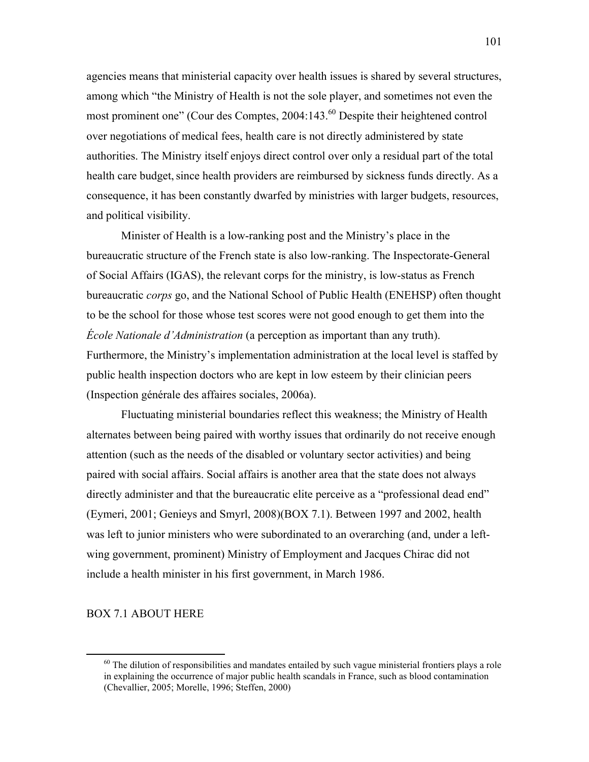agencies means that ministerial capacity over health issues is shared by several structures, among which "the Ministry of Health is not the sole player, and sometimes not even the most prominent one" (Cour des Comptes, 2004:143.[60] Despite their heightened control over negotiations of medical fees, health care is not directly administered by state authorities. The Ministry itself enjoys direct control over only a residual part of the total health care budget, since health providers are reimbursed by sickness funds directly. As a consequence, it has been constantly dwarfed by ministries with larger budgets, resources, and political visibility.

Minister of Health is a low-ranking post and the Ministry's place in the bureaucratic structure of the French state is also low-ranking. The Inspectorate-General of Social Affairs (IGAS), the relevant corps for the ministry, is low-status as French bureaucratic *corps* go, and the National School of Public Health (ENEHSP) often thought to be the school for those whose test scores were not good enough to get them into the *École Nationale d'Administration* (a perception as important than any truth). Furthermore, the Ministry's implementation administration at the local level is staffed by public health inspection doctors who are kept in low esteem by their clinician peers (Inspection générale des affaires sociales, 2006a).

Fluctuating ministerial boundaries reflect this weakness; the Ministry of Health alternates between being paired with worthy issues that ordinarily do not receive enough attention (such as the needs of the disabled or voluntary sector activities) and being paired with social affairs. Social affairs is another area that the state does not always directly administer and that the bureaucratic elite perceive as a "professional dead end" (Eymeri, 2001; Genieys and Smyrl, 2008)(BOX 7.1). Between 1997 and 2002, health was left to junior ministers who were subordinated to an overarching (and, under a left-wing government, prominent) Ministry of Employment and Jacques Chirac did not include a health minister in his first government, in March 1986.

BOX 7.1 ABOUT HERE

[60] The dilution of responsibilities and mandates entailed by such vague ministerial frontiers plays a role in explaining the occurrence of major public health scandals in France, such as blood contamination (Chevallier, 2005; Morelle, 1996; Steffen, 2000)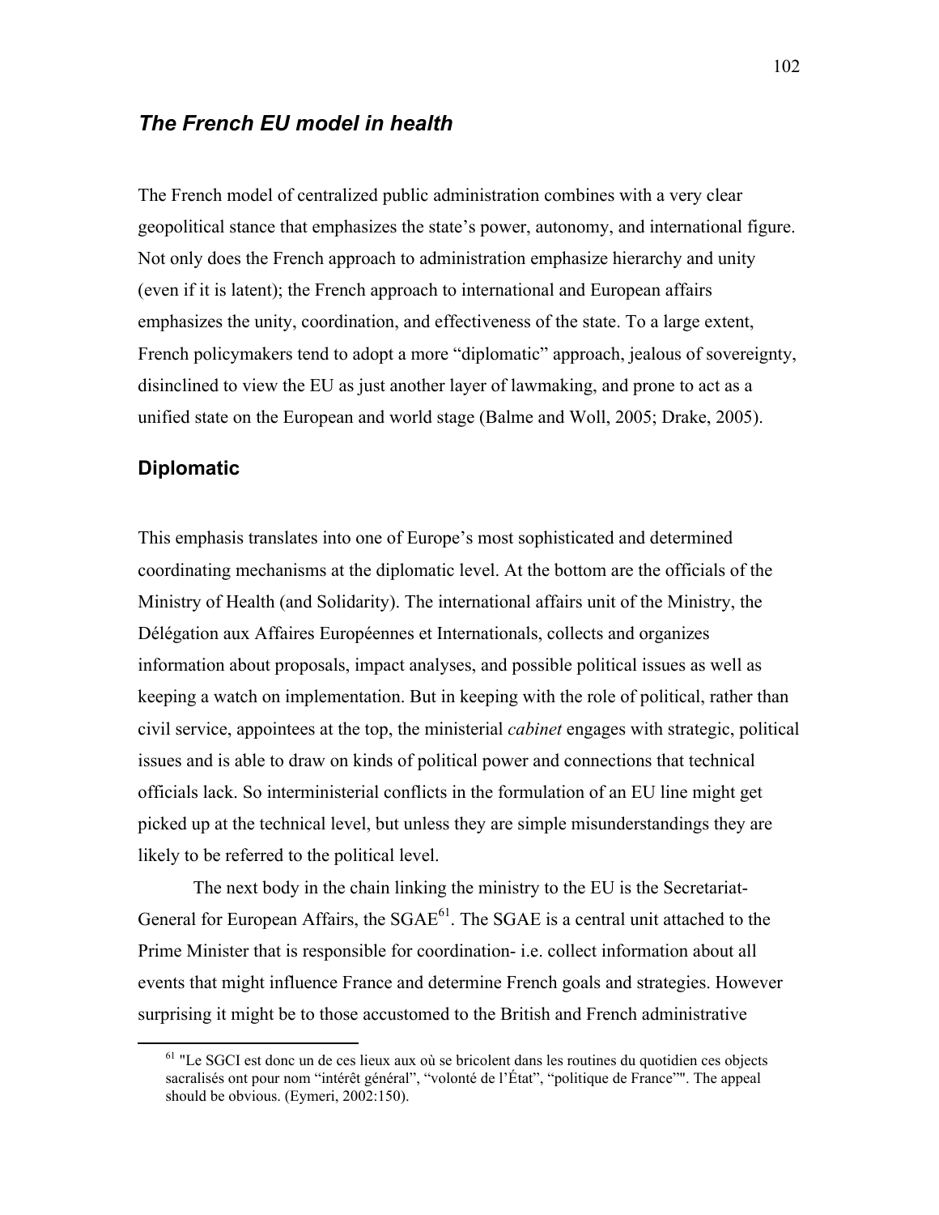## *The French EU model in health*

The French model of centralized public administration combines with a very clear geopolitical stance that emphasizes the state's power, autonomy, and international figure. Not only does the French approach to administration emphasize hierarchy and unity (even if it is latent); the French approach to international and European affairs emphasizes the unity, coordination, and effectiveness of the state. To a large extent, French policymakers tend to adopt a more "diplomatic" approach, jealous of sovereignty, disinclined to view the EU as just another layer of lawmaking, and prone to act as a unified state on the European and world stage (Balme and Woll, 2005; Drake, 2005).

### Diplomatic

This emphasis translates into one of Europe's most sophisticated and determined coordinating mechanisms at the diplomatic level. At the bottom are the officials of the Ministry of Health (and Solidarity). The international affairs unit of the Ministry, the Délégation aux Affaires Européennes et Internationals, collects and organizes information about proposals, impact analyses, and possible political issues as well as keeping a watch on implementation. But in keeping with the role of political, rather than civil service, appointees at the top, the ministerial *cabinet* engages with strategic, political issues and is able to draw on kinds of political power and connections that technical officials lack. So interministerial conflicts in the formulation of an EU line might get picked up at the technical level, but unless they are simple misunderstandings they are likely to be referred to the political level.

The next body in the chain linking the ministry to the EU is the Secretariat-General for European Affairs, the SGAE[61]. The SGAE is a central unit attached to the Prime Minister that is responsible for coordination- i.e. collect information about all events that might influence France and determine French goals and strategies. However surprising it might be to those accustomed to the British and French administrative

[61] "Le SGCI est donc un de ces lieux aux où se bricolent dans les routines du quotidien ces objects sacralisés ont pour nom "intérêt général", "volonté de l'État", "politique de France"". The appeal should be obvious. (Eymeri, 2002:150).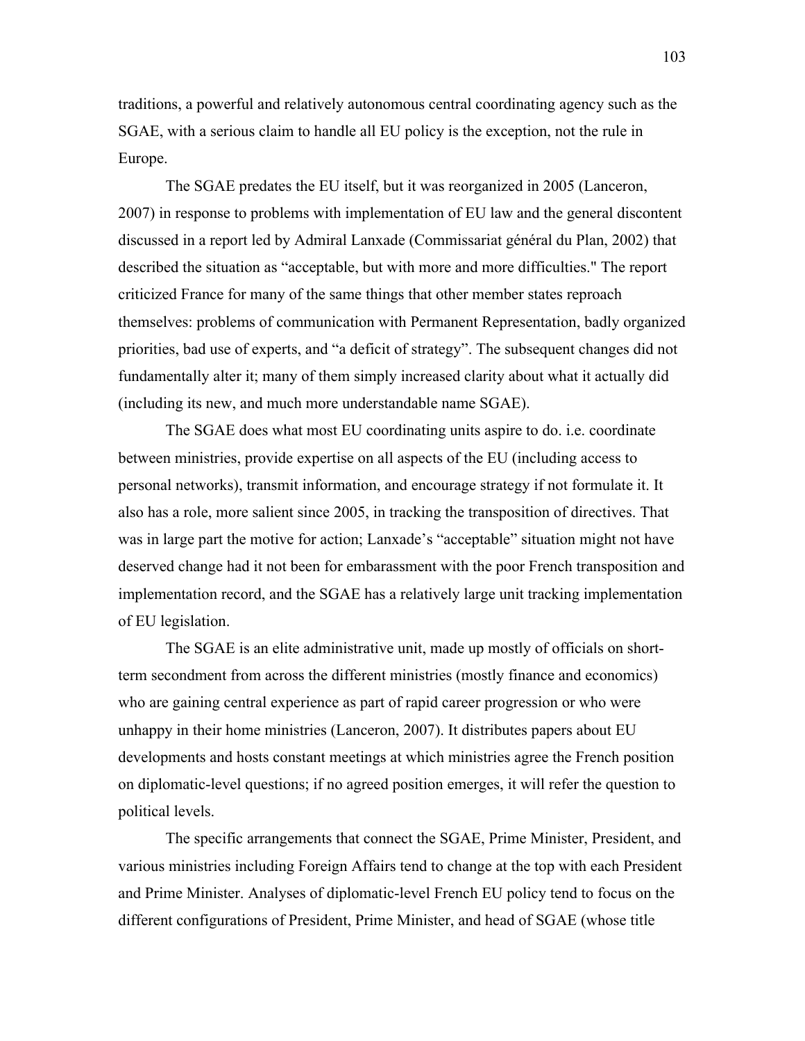traditions, a powerful and relatively autonomous central coordinating agency such as the SGAE, with a serious claim to handle all EU policy is the exception, not the rule in Europe.

The SGAE predates the EU itself, but it was reorganized in 2005 (Lanceron, 2007) in response to problems with implementation of EU law and the general discontent discussed in a report led by Admiral Lanxade (Commissariat général du Plan, 2002) that described the situation as "acceptable, but with more and more difficulties." The report criticized France for many of the same things that other member states reproach themselves: problems of communication with Permanent Representation, badly organized priorities, bad use of experts, and "a deficit of strategy". The subsequent changes did not fundamentally alter it; many of them simply increased clarity about what it actually did (including its new, and much more understandable name SGAE).

The SGAE does what most EU coordinating units aspire to do. i.e. coordinate between ministries, provide expertise on all aspects of the EU (including access to personal networks), transmit information, and encourage strategy if not formulate it. It also has a role, more salient since 2005, in tracking the transposition of directives. That was in large part the motive for action; Lanxade's "acceptable" situation might not have deserved change had it not been for embarassment with the poor French transposition and implementation record, and the SGAE has a relatively large unit tracking implementation of EU legislation.

The SGAE is an elite administrative unit, made up mostly of officials on short-term secondment from across the different ministries (mostly finance and economics) who are gaining central experience as part of rapid career progression or who were unhappy in their home ministries (Lanceron, 2007). It distributes papers about EU developments and hosts constant meetings at which ministries agree the French position on diplomatic-level questions; if no agreed position emerges, it will refer the question to political levels.

The specific arrangements that connect the SGAE, Prime Minister, President, and various ministries including Foreign Affairs tend to change at the top with each President and Prime Minister. Analyses of diplomatic-level French EU policy tend to focus on the different configurations of President, Prime Minister, and head of SGAE (whose title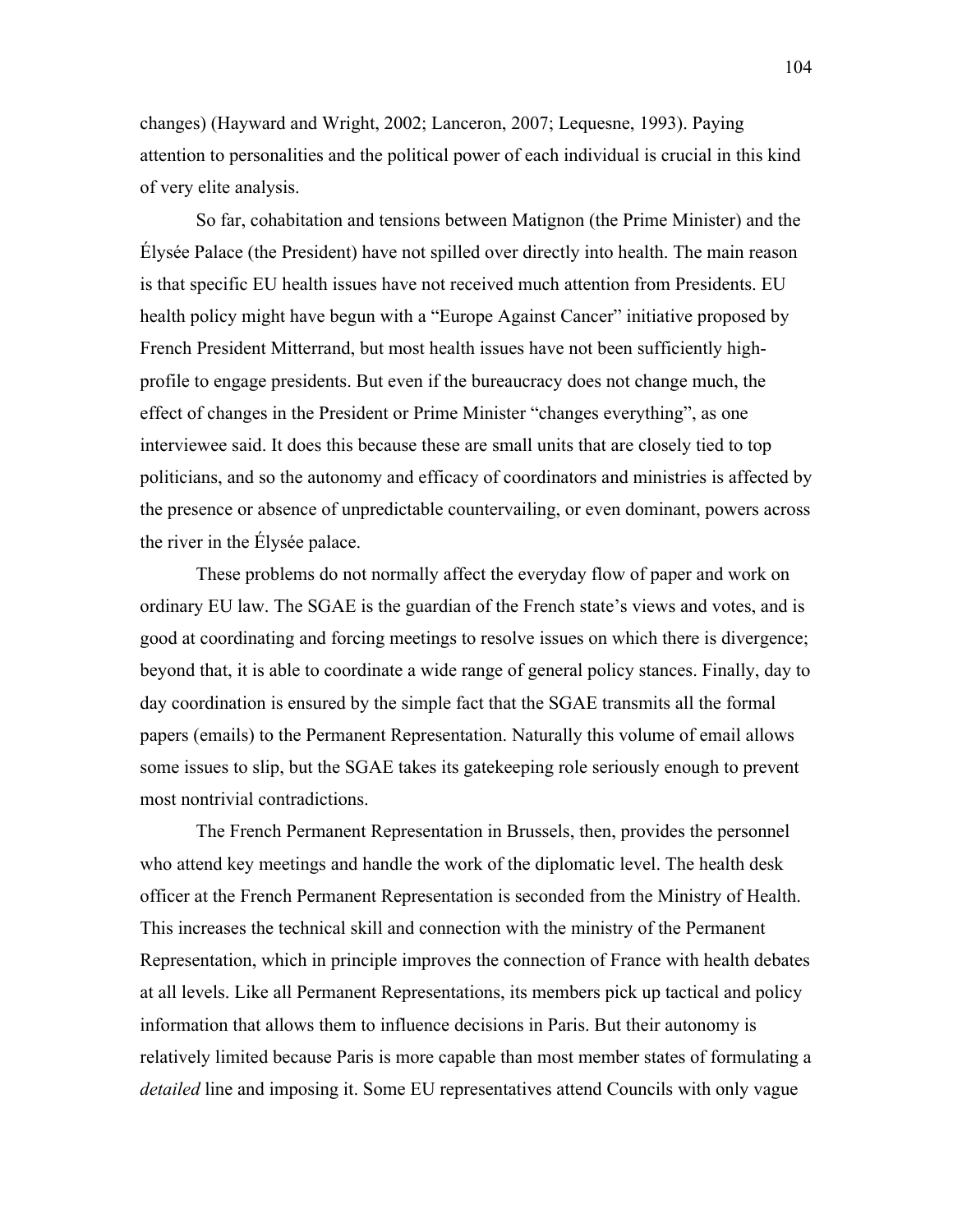changes) (Hayward and Wright, 2002; Lanceron, 2007; Lequesne, 1993). Paying attention to personalities and the political power of each individual is crucial in this kind of very elite analysis.

So far, cohabitation and tensions between Matignon (the Prime Minister) and the Élysée Palace (the President) have not spilled over directly into health. The main reason is that specific EU health issues have not received much attention from Presidents. EU health policy might have begun with a "Europe Against Cancer" initiative proposed by French President Mitterrand, but most health issues have not been sufficiently high-profile to engage presidents. But even if the bureaucracy does not change much, the effect of changes in the President or Prime Minister "changes everything", as one interviewee said. It does this because these are small units that are closely tied to top politicians, and so the autonomy and efficacy of coordinators and ministries is affected by the presence or absence of unpredictable countervailing, or even dominant, powers across the river in the Élysée palace.

These problems do not normally affect the everyday flow of paper and work on ordinary EU law. The SGAE is the guardian of the French state's views and votes, and is good at coordinating and forcing meetings to resolve issues on which there is divergence; beyond that, it is able to coordinate a wide range of general policy stances. Finally, day to day coordination is ensured by the simple fact that the SGAE transmits all the formal papers (emails) to the Permanent Representation. Naturally this volume of email allows some issues to slip, but the SGAE takes its gatekeeping role seriously enough to prevent most nontrivial contradictions.

The French Permanent Representation in Brussels, then, provides the personnel who attend key meetings and handle the work of the diplomatic level. The health desk officer at the French Permanent Representation is seconded from the Ministry of Health. This increases the technical skill and connection with the ministry of the Permanent Representation, which in principle improves the connection of France with health debates at all levels. Like all Permanent Representations, its members pick up tactical and policy information that allows them to influence decisions in Paris. But their autonomy is relatively limited because Paris is more capable than most member states of formulating a *detailed* line and imposing it. Some EU representatives attend Councils with only vague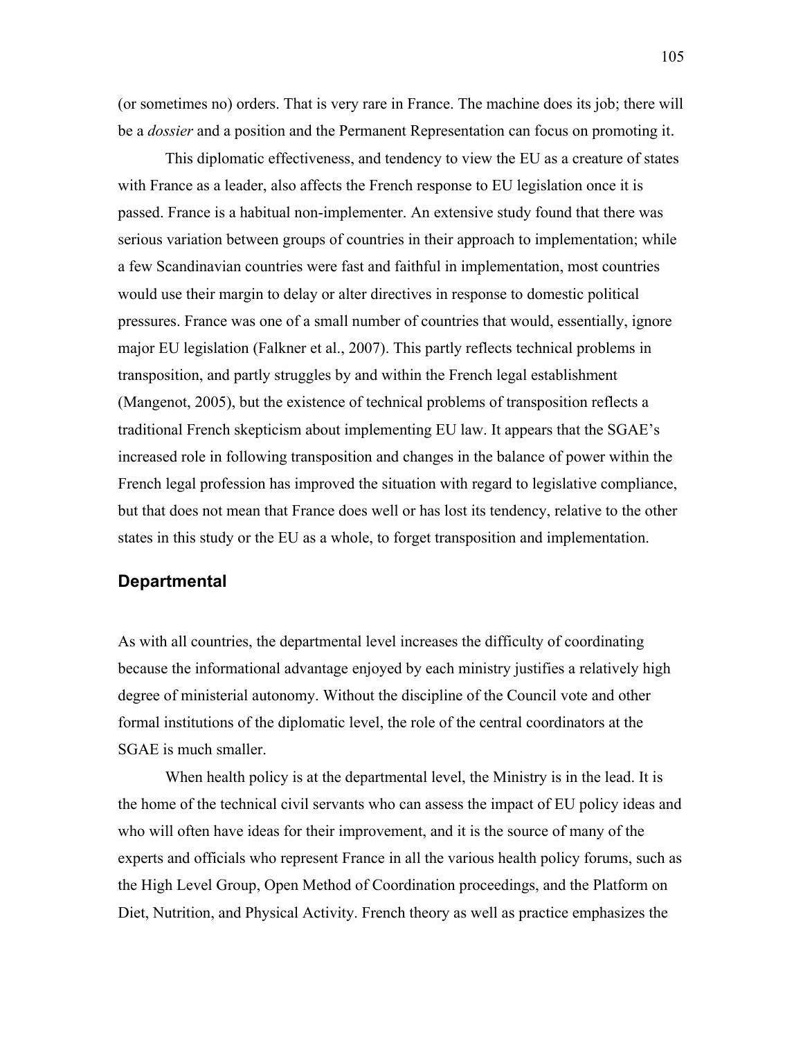(or sometimes no) orders. That is very rare in France. The machine does its job; there will be a *dossier* and a position and the Permanent Representation can focus on promoting it.

This diplomatic effectiveness, and tendency to view the EU as a creature of states with France as a leader, also affects the French response to EU legislation once it is passed. France is a habitual non-implementer. An extensive study found that there was serious variation between groups of countries in their approach to implementation; while a few Scandinavian countries were fast and faithful in implementation, most countries would use their margin to delay or alter directives in response to domestic political pressures. France was one of a small number of countries that would, essentially, ignore major EU legislation (Falkner et al., 2007). This partly reflects technical problems in transposition, and partly struggles by and within the French legal establishment (Mangenot, 2005), but the existence of technical problems of transposition reflects a traditional French skepticism about implementing EU law. It appears that the SGAE's increased role in following transposition and changes in the balance of power within the French legal profession has improved the situation with regard to legislative compliance, but that does not mean that France does well or has lost its tendency, relative to the other states in this study or the EU as a whole, to forget transposition and implementation.

## Departmental

As with all countries, the departmental level increases the difficulty of coordinating because the informational advantage enjoyed by each ministry justifies a relatively high degree of ministerial autonomy. Without the discipline of the Council vote and other formal institutions of the diplomatic level, the role of the central coordinators at the SGAE is much smaller.

When health policy is at the departmental level, the Ministry is in the lead. It is the home of the technical civil servants who can assess the impact of EU policy ideas and who will often have ideas for their improvement, and it is the source of many of the experts and officials who represent France in all the various health policy forums, such as the High Level Group, Open Method of Coordination proceedings, and the Platform on Diet, Nutrition, and Physical Activity. French theory as well as practice emphasizes the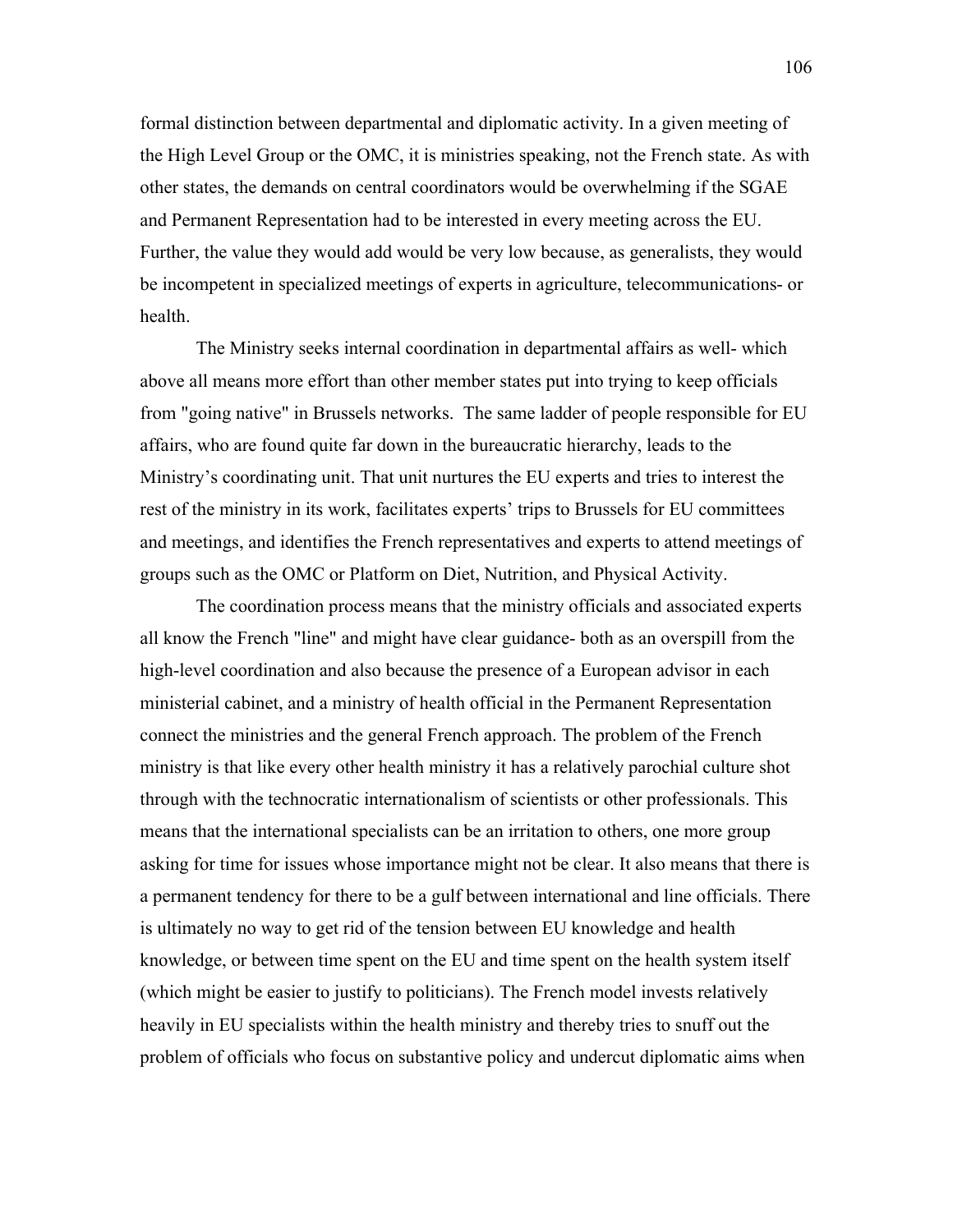formal distinction between departmental and diplomatic activity. In a given meeting of the High Level Group or the OMC, it is ministries speaking, not the French state. As with other states, the demands on central coordinators would be overwhelming if the SGAE and Permanent Representation had to be interested in every meeting across the EU. Further, the value they would add would be very low because, as generalists, they would be incompetent in specialized meetings of experts in agriculture, telecommunications- or health.

The Ministry seeks internal coordination in departmental affairs as well- which above all means more effort than other member states put into trying to keep officials from "going native" in Brussels networks. The same ladder of people responsible for EU affairs, who are found quite far down in the bureaucratic hierarchy, leads to the Ministry's coordinating unit. That unit nurtures the EU experts and tries to interest the rest of the ministry in its work, facilitates experts' trips to Brussels for EU committees and meetings, and identifies the French representatives and experts to attend meetings of groups such as the OMC or Platform on Diet, Nutrition, and Physical Activity.

The coordination process means that the ministry officials and associated experts all know the French "line" and might have clear guidance- both as an overspill from the high-level coordination and also because the presence of a European advisor in each ministerial cabinet, and a ministry of health official in the Permanent Representation connect the ministries and the general French approach. The problem of the French ministry is that like every other health ministry it has a relatively parochial culture shot through with the technocratic internationalism of scientists or other professionals. This means that the international specialists can be an irritation to others, one more group asking for time for issues whose importance might not be clear. It also means that there is a permanent tendency for there to be a gulf between international and line officials. There is ultimately no way to get rid of the tension between EU knowledge and health knowledge, or between time spent on the EU and time spent on the health system itself (which might be easier to justify to politicians). The French model invests relatively heavily in EU specialists within the health ministry and thereby tries to snuff out the problem of officials who focus on substantive policy and undercut diplomatic aims when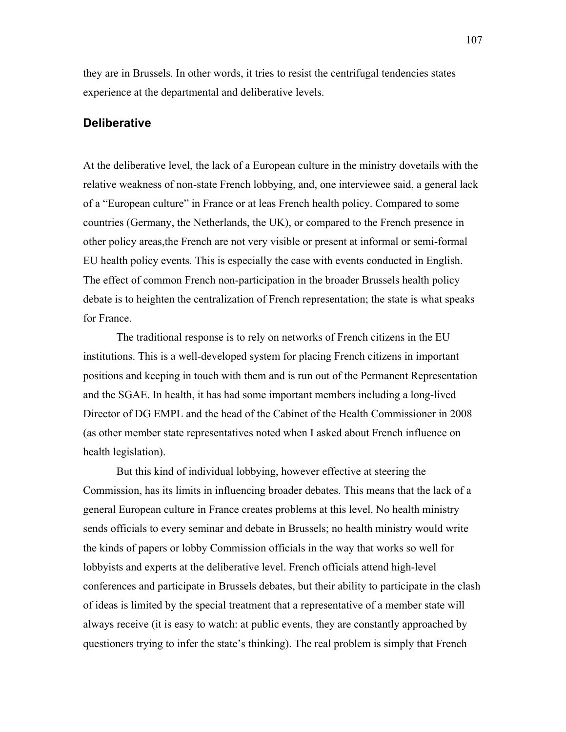they are in Brussels. In other words, it tries to resist the centrifugal tendencies states experience at the departmental and deliberative levels.

## Deliberative

At the deliberative level, the lack of a European culture in the ministry dovetails with the relative weakness of non-state French lobbying, and, one interviewee said, a general lack of a "European culture" in France or at leas French health policy. Compared to some countries (Germany, the Netherlands, the UK), or compared to the French presence in other policy areas,the French are not very visible or present at informal or semi-formal EU health policy events. This is especially the case with events conducted in English. The effect of common French non-participation in the broader Brussels health policy debate is to heighten the centralization of French representation; the state is what speaks for France.

The traditional response is to rely on networks of French citizens in the EU institutions. This is a well-developed system for placing French citizens in important positions and keeping in touch with them and is run out of the Permanent Representation and the SGAE. In health, it has had some important members including a long-lived Director of DG EMPL and the head of the Cabinet of the Health Commissioner in 2008 (as other member state representatives noted when I asked about French influence on health legislation).

But this kind of individual lobbying, however effective at steering the Commission, has its limits in influencing broader debates. This means that the lack of a general European culture in France creates problems at this level. No health ministry sends officials to every seminar and debate in Brussels; no health ministry would write the kinds of papers or lobby Commission officials in the way that works so well for lobbyists and experts at the deliberative level. French officials attend high-level conferences and participate in Brussels debates, but their ability to participate in the clash of ideas is limited by the special treatment that a representative of a member state will always receive (it is easy to watch: at public events, they are constantly approached by questioners trying to infer the state's thinking). The real problem is simply that French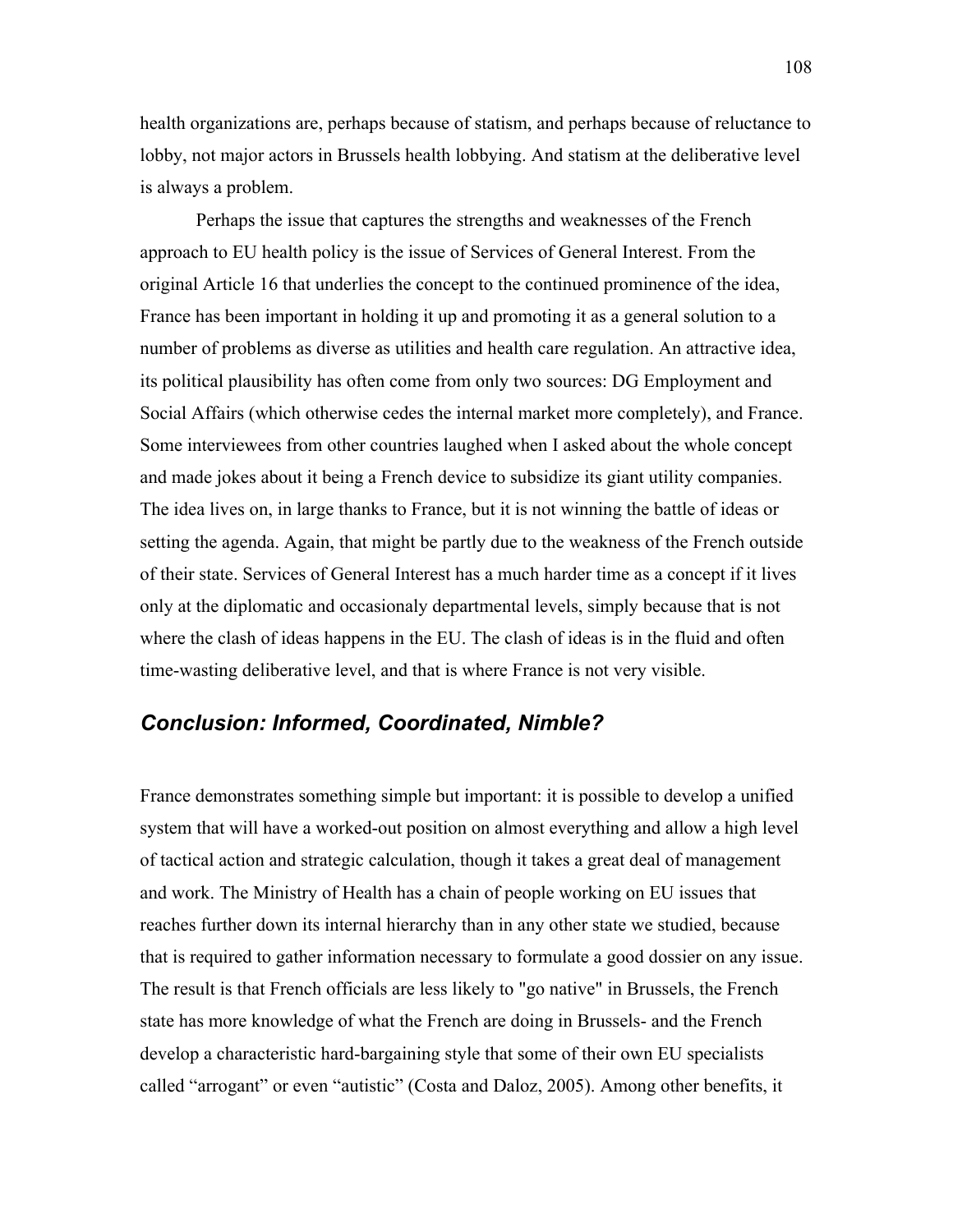health organizations are, perhaps because of statism, and perhaps because of reluctance to lobby, not major actors in Brussels health lobbying. And statism at the deliberative level is always a problem.

Perhaps the issue that captures the strengths and weaknesses of the French approach to EU health policy is the issue of Services of General Interest. From the original Article 16 that underlies the concept to the continued prominence of the idea, France has been important in holding it up and promoting it as a general solution to a number of problems as diverse as utilities and health care regulation. An attractive idea, its political plausibility has often come from only two sources: DG Employment and Social Affairs (which otherwise cedes the internal market more completely), and France. Some interviewees from other countries laughed when I asked about the whole concept and made jokes about it being a French device to subsidize its giant utility companies. The idea lives on, in large thanks to France, but it is not winning the battle of ideas or setting the agenda. Again, that might be partly due to the weakness of the French outside of their state. Services of General Interest has a much harder time as a concept if it lives only at the diplomatic and occasionaly departmental levels, simply because that is not where the clash of ideas happens in the EU. The clash of ideas is in the fluid and often time-wasting deliberative level, and that is where France is not very visible.

## *Conclusion: Informed, Coordinated, Nimble?*

France demonstrates something simple but important: it is possible to develop a unified system that will have a worked-out position on almost everything and allow a high level of tactical action and strategic calculation, though it takes a great deal of management and work. The Ministry of Health has a chain of people working on EU issues that reaches further down its internal hierarchy than in any other state we studied, because that is required to gather information necessary to formulate a good dossier on any issue. The result is that French officials are less likely to "go native" in Brussels, the French state has more knowledge of what the French are doing in Brussels- and the French develop a characteristic hard-bargaining style that some of their own EU specialists called “arrogant” or even “autistic” (Costa and Daloz, 2005). Among other benefits, it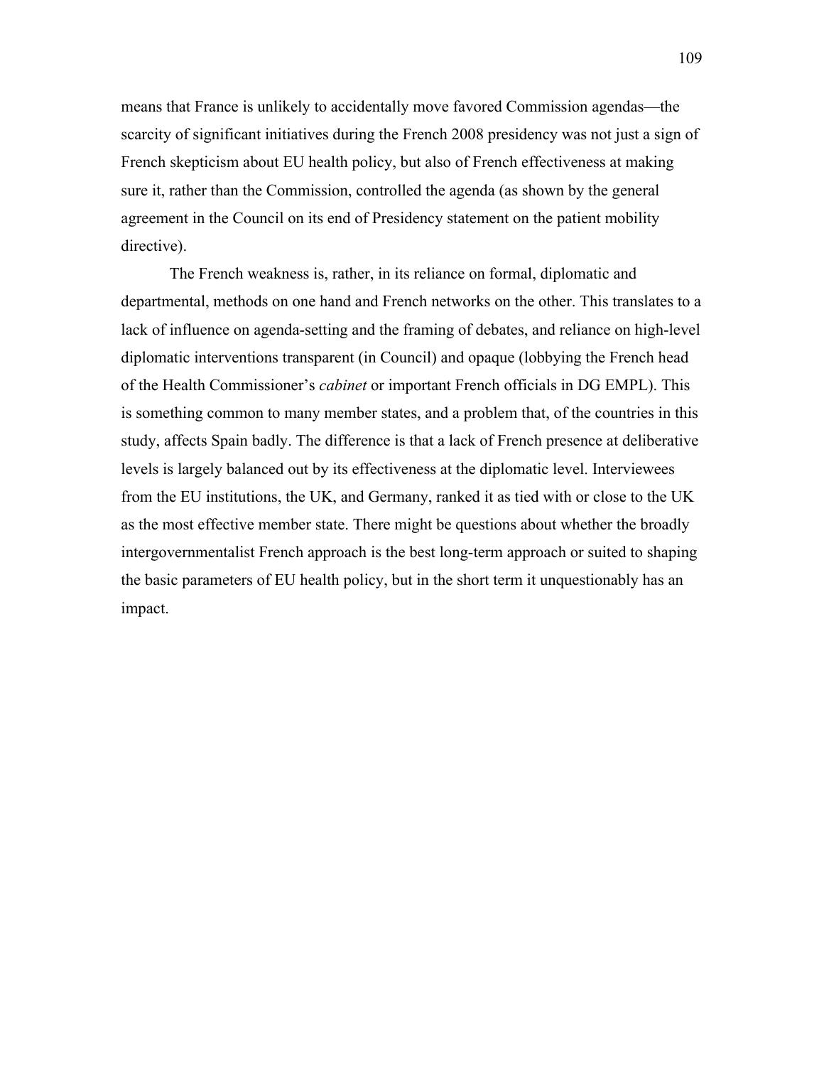means that France is unlikely to accidentally move favored Commission agendas—the scarcity of significant initiatives during the French 2008 presidency was not just a sign of French skepticism about EU health policy, but also of French effectiveness at making sure it, rather than the Commission, controlled the agenda (as shown by the general agreement in the Council on its end of Presidency statement on the patient mobility directive).

The French weakness is, rather, in its reliance on formal, diplomatic and departmental, methods on one hand and French networks on the other. This translates to a lack of influence on agenda-setting and the framing of debates, and reliance on high-level diplomatic interventions transparent (in Council) and opaque (lobbying the French head of the Health Commissioner's *cabinet* or important French officials in DG EMPL). This is something common to many member states, and a problem that, of the countries in this study, affects Spain badly. The difference is that a lack of French presence at deliberative levels is largely balanced out by its effectiveness at the diplomatic level. Interviewees from the EU institutions, the UK, and Germany, ranked it as tied with or close to the UK as the most effective member state. There might be questions about whether the broadly intergovernmentalist French approach is the best long-term approach or suited to shaping the basic parameters of EU health policy, but in the short term it unquestionably has an impact.